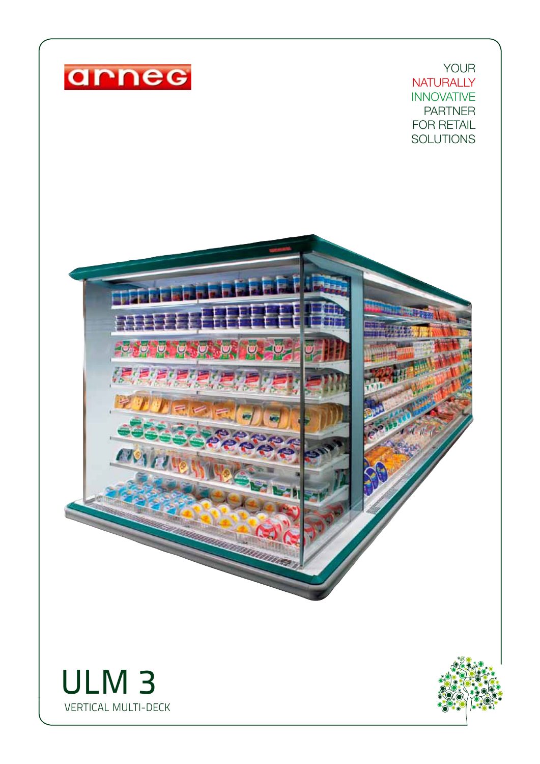arneg

YOUR
NATURALLY
INNOVATIVE
PARTNER
FOR RETAIL
SOLUTIONS

# ULM 3

VERTICAL MULTI-DECK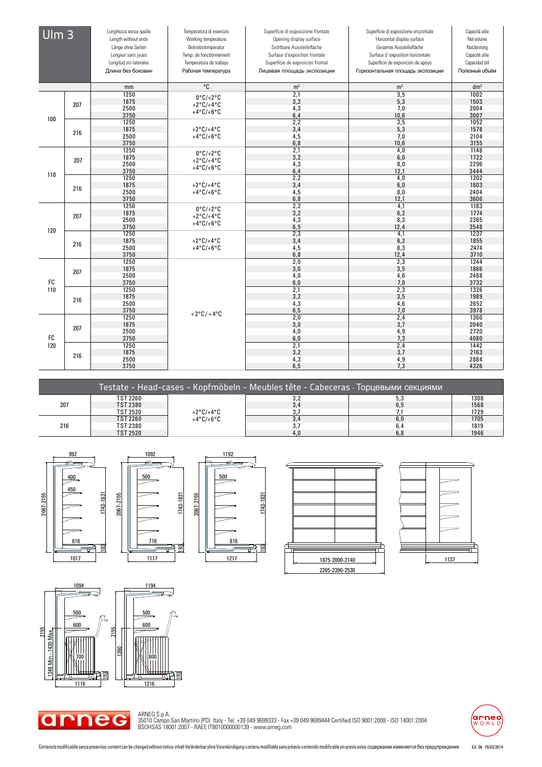| Ulm 3 | | Lunghezza senza spalle<br>Length without ends<br>Länge ohne Seiten<br>Longeur sans joues<br>Longitud sin laterales<br>Длина без боковин | Temperatura di esercizio<br>Working temperature<br>Betriebstemperatur<br>Temp. de fonctionnement<br>Temperatura de trabajo<br>Рабочая температура | Superficie di esposizione frontale<br>Opening display surface<br>Sichtbare Ausstellefläche<br>Surface d'exposition frontale<br>Superficie de exposición frontal<br>Лицевая площадь экспозиции | Superficie di esposizione orizzontale<br>Horizontal display surface<br>Gesamte Ausstellefläche<br>Surface d´exposition horizontale<br>Superficie de exposición de apoyo<br>Горизонтальная площадь экспозиции | Capacità utile<br>Net volume<br>Nutzleistung<br>Capacité utile<br>Capacidad útil<br>Полезный объём |
|---|---|---|---|---|---|---|
| | | mm | °C | m² | m² | dm³ |
| 100 | 207 | 1250 | 0°C/+2°C<br>+2°C/+4°C<br>+4°C/+6°C | 2,1 | 3,5 | 1002 |
| | | 1875 | | 3,2 | 5,3 | 1503 |
| | | 2500 | | 4,3 | 7,0 | 2004 |
| | | 3750 | | 6,4 | 10,6 | 3007 |
| | 216 | 1250 | +2°C/+4°C<br>+4°C/+6°C | 2,2 | 3,5 | 1052 |
| | | 1875 | | 3,4 | 5,3 | 1578 |
| | | 2500 | | 4,5 | 7,0 | 2104 |
| | | 3750 | | 6,8 | 10,6 | 3155 |
| 110 | 207 | 1250 | 0°C/+2°C<br>+2°C/+4°C<br>+4°C/+6°C | 2,1 | 4,0 | 1148 |
| | | 1875 | | 3,2 | 6,0 | 1722 |
| | | 2500 | | 4,3 | 8,0 | 2296 |
| | | 3750 | | 6,4 | 12,1 | 3444 |
| | 216 | 1250 | +2°C/+4°C<br>+4°C/+6°C | 2,2 | 4,0 | 1202 |
| | | 1875 | | 3,4 | 6,0 | 1803 |
| | | 2500 | | 4,5 | 8,0 | 2404 |
| | | 3750 | | 6,8 | 12,1 | 3606 |
| 120 | 207 | 1250 | 0°C/+2°C<br>+2°C/+4°C<br>+4°C/+6°C | 2,2 | 4,1 | 1183 |
| | | 1875 | | 3,2 | 6,2 | 1774 |
| | | 2500 | | 4,3 | 8,3 | 2365 |
| | | 3750 | | 6,5 | 12,4 | 3548 |
| | 216 | 1250 | +2°C/+4°C<br>+4°C/+6°C | 2,3 | 4,1 | 1237 |
| | | 1875 | | 3,4 | 6,2 | 1855 |
| | | 2500 | | 4,5 | 8,3 | 2474 |
| | | 3750 | | 6,8 | 12,4 | 3710 |
| FC 110 | 207 | 1250 | +2°C/+4°C | 2,0 | 2,3 | 1244 |
| | | 1875 | | 3,0 | 3,5 | 1866 |
| | | 2500 | | 4,0 | 4,6 | 2488 |
| | | 3750 | | 6,0 | 7,0 | 3732 |
| | 216 | 1250 | | 2,1 | 2,3 | 1326 |
| | | 1875 | | 3,2 | 3,5 | 1989 |
| | | 2500 | | 4,3 | 4,6 | 2652 |
| | | 3750 | | 6,5 | 7,0 | 3978 |
| FC 120 | 207 | 1250 | | 2,0 | 2,4 | 1360 |
| | | 1875 | | 3,0 | 3,7 | 2040 |
| | | 2500 | | 4,0 | 4,9 | 2720 |
| | | 3750 | | 6,0 | 7,3 | 4080 |
| | 216 | 1250 | | 2,1 | 2,4 | 1442 |
| | | 1875 | | 3,2 | 3,7 | 2163 |
| | | 2500 | | 4,3 | 4,9 | 2884 |
| | | 3750 | | 6,5 | 7,3 | 4326 |

## Testate - Head-cases - Kopfmöbeln - Meubles tête - Cabeceras - Торцевыми секциями

| | | | | | |
|---|---|---|---|---|---|
| 207 | TST 2260 | +2°C/+4°C<br>+4°C/+6°C | 3,2 | 5,3 | 1308 |
| | TST 2380 | | 3,4 | 6,5 | 1568 |
| | TST 2520 | | 3,7 | 7,1 | 1729 |
| 216 | TST 2260 | | 3,4 | 6,0 | 1705 |
| | TST 2380 | | 3,7 | 6,4 | 1819 |
| | TST 2520 | | 4,0 | 6,8 | 1946 |

992 400 450 616 1017 2067-2155 1743-1831 193

1092 500 716 1117 2067-2155 1743-1831 193

1192 500 816 1217 2067-2155 1743-1831 193

1875-2000-2140
2265-2390-2530

1137

1094 500 600 700 1116 2155 1348 Min - 1430 Max 193

1194 500 600 800 1216 2155 1260 193

ARNEG S.p.A.
35010 Campo San Martino (PD) Italy - Tel. +39 049 9699333 - Fax +39 049 9699444 Certified ISO 9001:2008 - ISO 14001:2004
BSOHSAS 18001:2007 - RAEE IT8010000000139 - www.arneg.com

Contenuto modificabile senza preavviso-content can be changed without notice-inhalt Veränderbar ohne Vorankündigung-contenu modifiable sans préavis-contenido modificable sin previo aviso-содержание изменяется без предупреждения

Ed. 06 19/03/2014